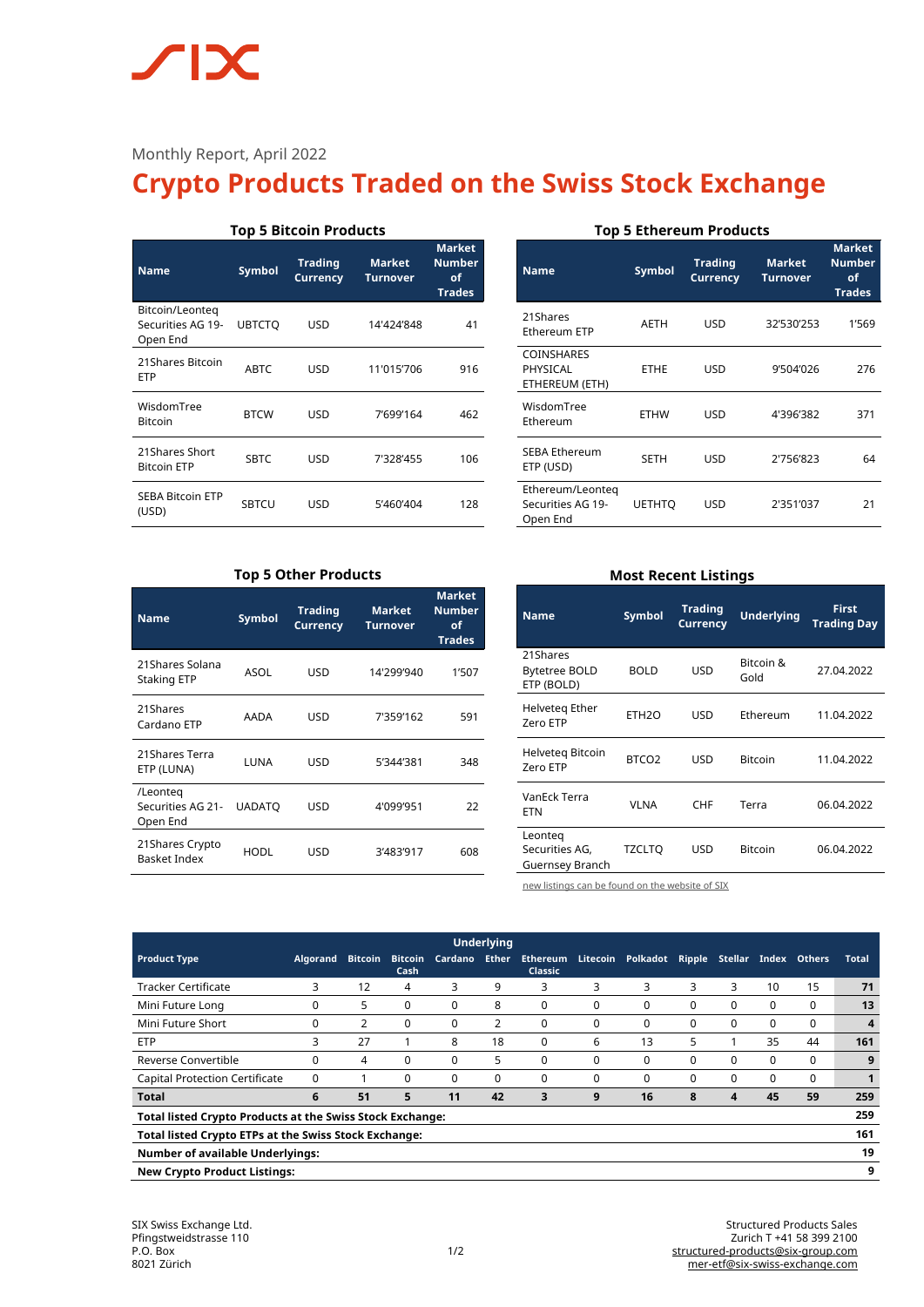Monthly Report, April 2022

# Crypto Products Traded on the Swiss Stock Exchange

### Top 5 Bitcoin Products

| Name | Symbol | Trading Currency | Market Turnover | Market Number of Trades |
|---|---|---|---|---|
| Bitcoin/Leonteq Securities AG 19-Open End | UBTCTQ | USD | 14'424'848 | 41 |
| 21Shares Bitcoin ETP | ABTC | USD | 11'015'706 | 916 |
| WisdomTree Bitcoin | BTCW | USD | 7'699'164 | 462 |
| 21Shares Short Bitcoin ETP | SBTC | USD | 7'328'455 | 106 |
| SEBA Bitcoin ETP (USD) | SBTCU | USD | 5'460'404 | 128 |

### Top 5 Ethereum Products

| Name | Symbol | Trading Currency | Market Turnover | Market Number of Trades |
|---|---|---|---|---|
| 21Shares Ethereum ETP | AETH | USD | 32'530'253 | 1'569 |
| COINSHARES PHYSICAL ETHEREUM (ETH) | ETHE | USD | 9'504'026 | 276 |
| WisdomTree Ethereum | ETHW | USD | 4'396'382 | 371 |
| SEBA Ethereum ETP (USD) | SETH | USD | 2'756'823 | 64 |
| Ethereum/Leonteq Securities AG 19-Open End | UETHTQ | USD | 2'351'037 | 21 |

### Top 5 Other Products

| Name | Symbol | Trading Currency | Market Turnover | Market Number of Trades |
|---|---|---|---|---|
| 21Shares Solana Staking ETP | ASOL | USD | 14'299'940 | 1'507 |
| 21Shares Cardano ETP | AADA | USD | 7'359'162 | 591 |
| 21Shares Terra ETP (LUNA) | LUNA | USD | 5'344'381 | 348 |
| /Leonteq Securities AG 21-Open End | UADATQ | USD | 4'099'951 | 22 |
| 21Shares Crypto Basket Index | HODL | USD | 3'483'917 | 608 |

### Most Recent Listings

| Name | Symbol | Trading Currency | Underlying | First Trading Day |
|---|---|---|---|---|
| 21Shares Bytetree BOLD ETP (BOLD) | BOLD | USD | Bitcoin & Gold | 27.04.2022 |
| Helveteq Ether Zero ETP | ETH2O | USD | Ethereum | 11.04.2022 |
| Helveteq Bitcoin Zero ETP | BTCO2 | USD | Bitcoin | 11.04.2022 |
| VanEck Terra ETN | VLNA | CHF | Terra | 06.04.2022 |
| Leonteq Securities AG, Guernsey Branch | TZCLTQ | USD | Bitcoin | 06.04.2022 |

new listings can be found on the website of SIX

| Product Type | Underlying | | | | | | | | | | | | |
|---|---|---|---|---|---|---|---|---|---|---|---|---|---|
| | Algorand | Bitcoin | Bitcoin Cash | Cardano | Ether | Ethereum Classic | Litecoin | Polkadot | Ripple | Stellar | Index | Others | Total |
| Tracker Certificate | 3 | 12 | 4 | 3 | 9 | 3 | 3 | 3 | 3 | 3 | 10 | 15 | **71** |
| Mini Future Long | 0 | 5 | 0 | 0 | 8 | 0 | 0 | 0 | 0 | 0 | 0 | 0 | **13** |
| Mini Future Short | 0 | 2 | 0 | 0 | 2 | 0 | 0 | 0 | 0 | 0 | 0 | 0 | **4** |
| ETP | 3 | 27 | 1 | 8 | 18 | 0 | 6 | 13 | 5 | 1 | 35 | 44 | **161** |
| Reverse Convertible | 0 | 4 | 0 | 0 | 5 | 0 | 0 | 0 | 0 | 0 | 0 | 0 | **9** |
| Capital Protection Certificate | 0 | 1 | 0 | 0 | 0 | 0 | 0 | 0 | 0 | 0 | 0 | 0 | **1** |
| **Total** | **6** | **51** | **5** | **11** | **42** | **3** | **9** | **16** | **8** | **4** | **45** | **59** | **259** |

| | |
|---|---|
| **Total listed Crypto Products at the Swiss Stock Exchange:** | **259** |
| **Total listed Crypto ETPs at the Swiss Stock Exchange:** | **161** |
| **Number of available Underlyings:** | **19** |
| **New Crypto Product Listings:** | **9** |

SIX Swiss Exchange Ltd.
Pfingstweidstrasse 110
P.O. Box
8021 Zürich

Structured Products Sales
Zurich T +41 58 399 2100
structured-products@six-group.com
mer-etf@six-swiss-exchange.com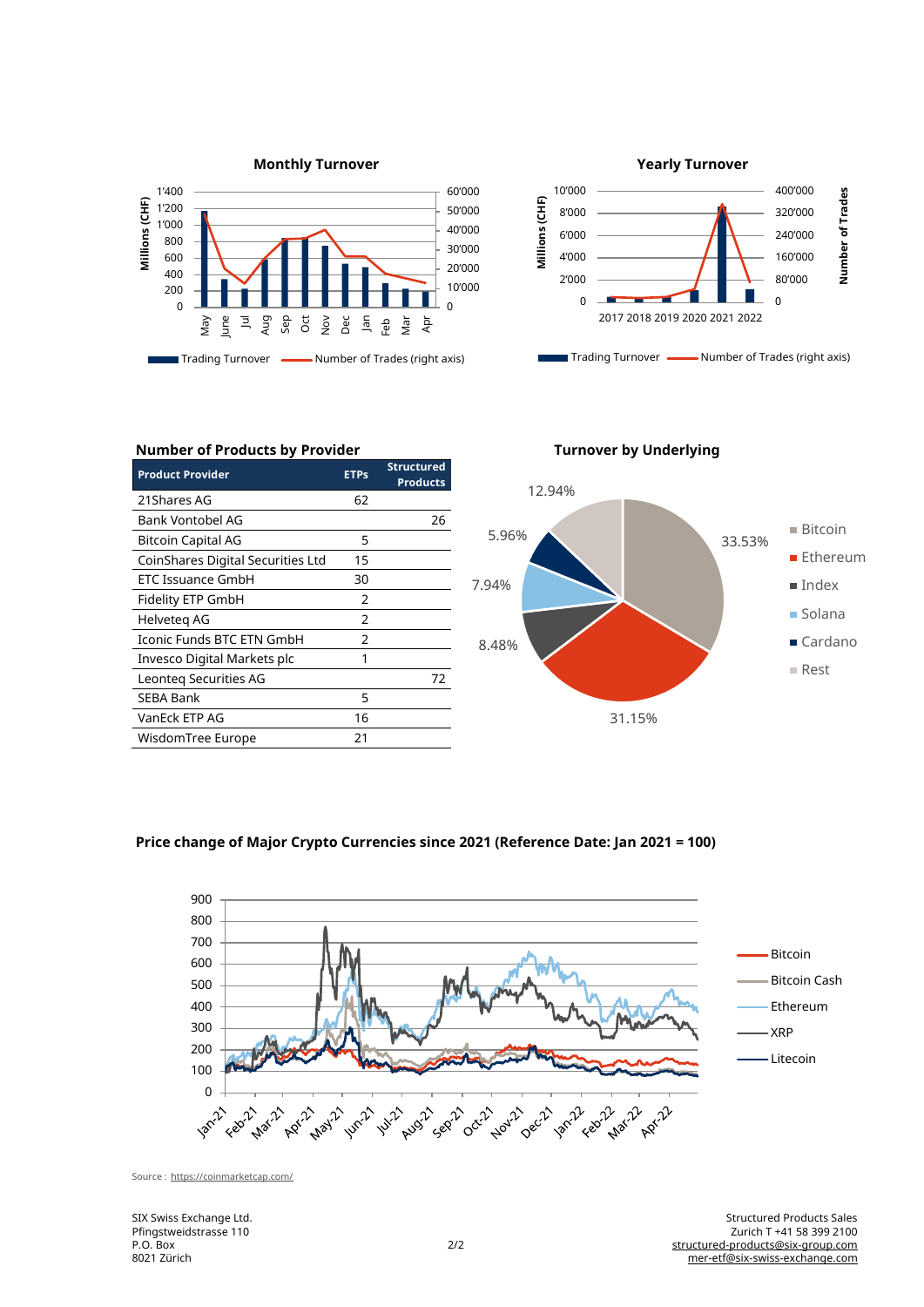**Monthly Turnover**

Millions (CHF)

1'400
1'200
1'000
800
600
400
200
0

60'000
50'000
40'000
30'000
20'000
10'000
0

May June Jul Aug Sep Oct Nov Dec Jan Feb Mar Apr

Trading Turnover — Number of Trades (right axis)

**Yearly Turnover**

Millions (CHF)

10'000
8'000
6'000
4'000
2'000
0

400'000
320'000
240'000
160'000
80'000
0

Number of Trades

2017 2018 2019 2020 2021 2022

Trading Turnover — Number of Trades (right axis)

## Number of Products by Provider

| Product Provider | ETPs | Structured Products |
|---|---|---|
| 21Shares AG | 62 | |
| Bank Vontobel AG | | 26 |
| Bitcoin Capital AG | 5 | |
| CoinShares Digital Securities Ltd | 15 | |
| ETC Issuance GmbH | 30 | |
| Fidelity ETP GmbH | 2 | |
| Helveteq AG | 2 | |
| Iconic Funds BTC ETN GmbH | 2 | |
| Invesco Digital Markets plc | 1 | |
| Leonteq Securities AG | | 72 |
| SEBA Bank | 5 | |
| VanEck ETP AG | 16 | |
| WisdomTree Europe | 21 | |

**Turnover by Underlying**

Bitcoin 33.53%
Ethereum 31.15%
Index 8.48%
Solana 7.94%
Cardano 5.96%
Rest 12.94%

**Price change of Major Crypto Currencies since 2021 (Reference Date: Jan 2021 = 100)**

900
800
700
600
500
400
300
200
100
0

Jan-21 Feb-21 Mar-21 Apr-21 May-21 Jun-21 Jul-21 Aug-21 Sep-21 Oct-21 Nov-21 Dec-21 Jan-22 Feb-22 Mar-22 Apr-22

Bitcoin
Bitcoin Cash
Ethereum
XRP
Litecoin

Source : https://coinmarketcap.com/

SIX Swiss Exchange Ltd.
Pfingstweidstrasse 110
P.O. Box
8021 Zürich

Structured Products Sales
Zurich T +41 58 399 2100
structured-products@six-group.com
mer-etf@six-swiss-exchange.com